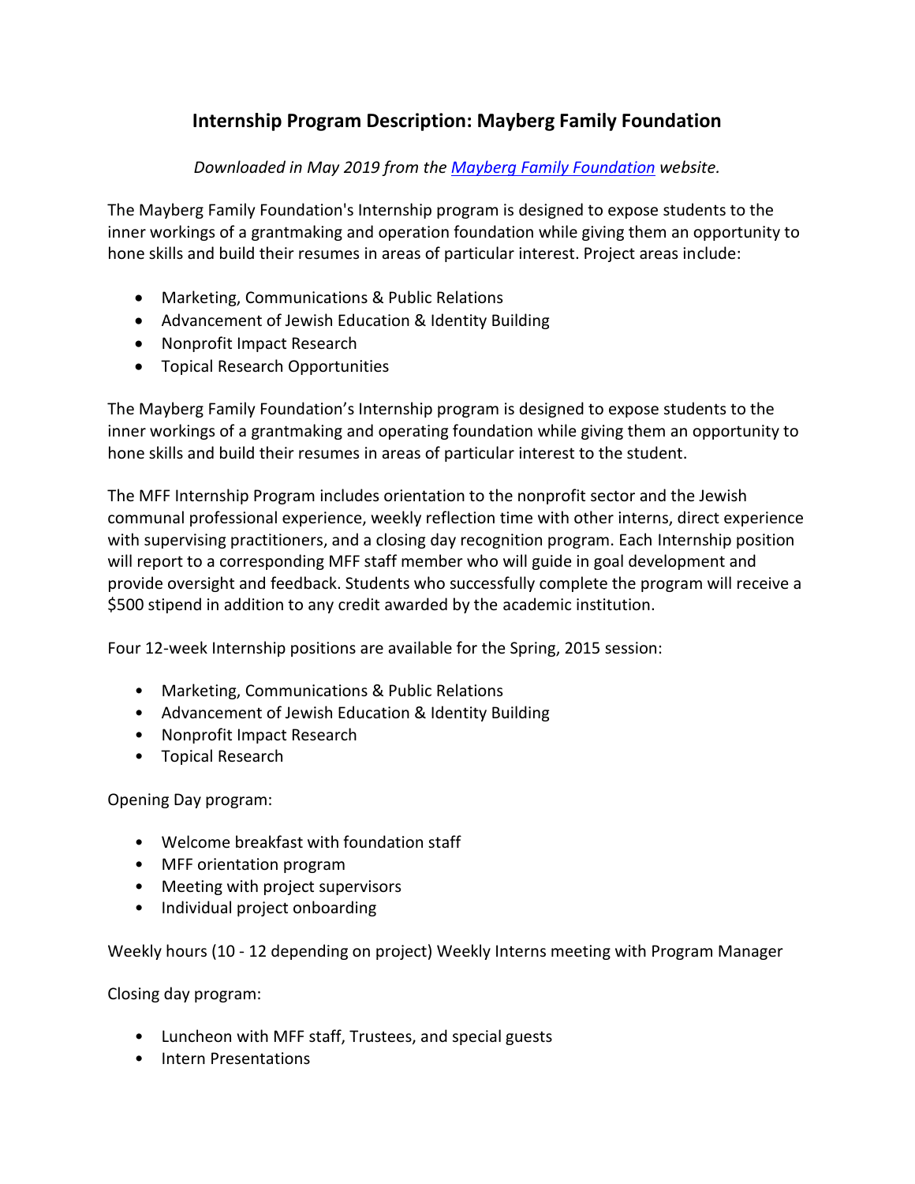## Internship Program Description: Mayberg Family Foundation

*Downloaded in May 2019 from the [Mayberg Family Foundation](Mayberg Family Foundation) website.*

The Mayberg Family Foundation's Internship program is designed to expose students to the inner workings of a grantmaking and operation foundation while giving them an opportunity to hone skills and build their resumes in areas of particular interest. Project areas include:

- Marketing, Communications & Public Relations
- Advancement of Jewish Education & Identity Building
- Nonprofit Impact Research
- Topical Research Opportunities

The Mayberg Family Foundation's Internship program is designed to expose students to the inner workings of a grantmaking and operating foundation while giving them an opportunity to hone skills and build their resumes in areas of particular interest to the student.

The MFF Internship Program includes orientation to the nonprofit sector and the Jewish communal professional experience, weekly reflection time with other interns, direct experience with supervising practitioners, and a closing day recognition program. Each Internship position will report to a corresponding MFF staff member who will guide in goal development and provide oversight and feedback. Students who successfully complete the program will receive a $500 stipend in addition to any credit awarded by the academic institution.

Four 12-week Internship positions are available for the Spring, 2015 session:

- Marketing, Communications & Public Relations
- Advancement of Jewish Education & Identity Building
- Nonprofit Impact Research
- Topical Research

Opening Day program:

- Welcome breakfast with foundation staff
- MFF orientation program
- Meeting with project supervisors
- Individual project onboarding

Weekly hours (10 - 12 depending on project) Weekly Interns meeting with Program Manager

Closing day program:

- Luncheon with MFF staff, Trustees, and special guests
- Intern Presentations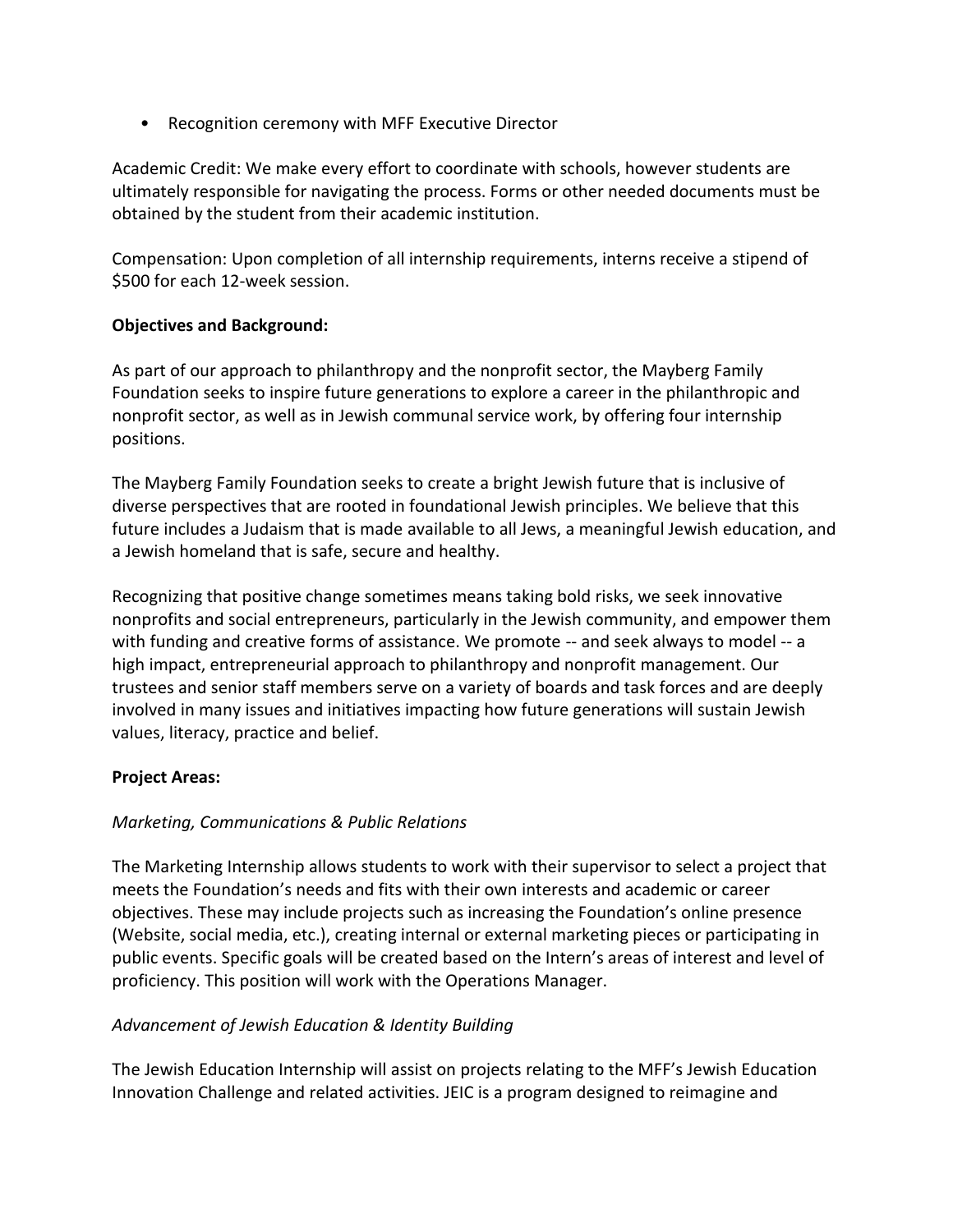- Recognition ceremony with MFF Executive Director

Academic Credit: We make every effort to coordinate with schools, however students are ultimately responsible for navigating the process. Forms or other needed documents must be obtained by the student from their academic institution.

Compensation: Upon completion of all internship requirements, interns receive a stipend of $500 for each 12-week session.

**Objectives and Background:**

As part of our approach to philanthropy and the nonprofit sector, the Mayberg Family Foundation seeks to inspire future generations to explore a career in the philanthropic and nonprofit sector, as well as in Jewish communal service work, by offering four internship positions.

The Mayberg Family Foundation seeks to create a bright Jewish future that is inclusive of diverse perspectives that are rooted in foundational Jewish principles. We believe that this future includes a Judaism that is made available to all Jews, a meaningful Jewish education, and a Jewish homeland that is safe, secure and healthy.

Recognizing that positive change sometimes means taking bold risks, we seek innovative nonprofits and social entrepreneurs, particularly in the Jewish community, and empower them with funding and creative forms of assistance. We promote -- and seek always to model -- a high impact, entrepreneurial approach to philanthropy and nonprofit management. Our trustees and senior staff members serve on a variety of boards and task forces and are deeply involved in many issues and initiatives impacting how future generations will sustain Jewish values, literacy, practice and belief.

**Project Areas:**

*Marketing, Communications & Public Relations*

The Marketing Internship allows students to work with their supervisor to select a project that meets the Foundation's needs and fits with their own interests and academic or career objectives. These may include projects such as increasing the Foundation's online presence (Website, social media, etc.), creating internal or external marketing pieces or participating in public events. Specific goals will be created based on the Intern's areas of interest and level of proficiency. This position will work with the Operations Manager.

*Advancement of Jewish Education & Identity Building*

The Jewish Education Internship will assist on projects relating to the MFF's Jewish Education Innovation Challenge and related activities. JEIC is a program designed to reimagine and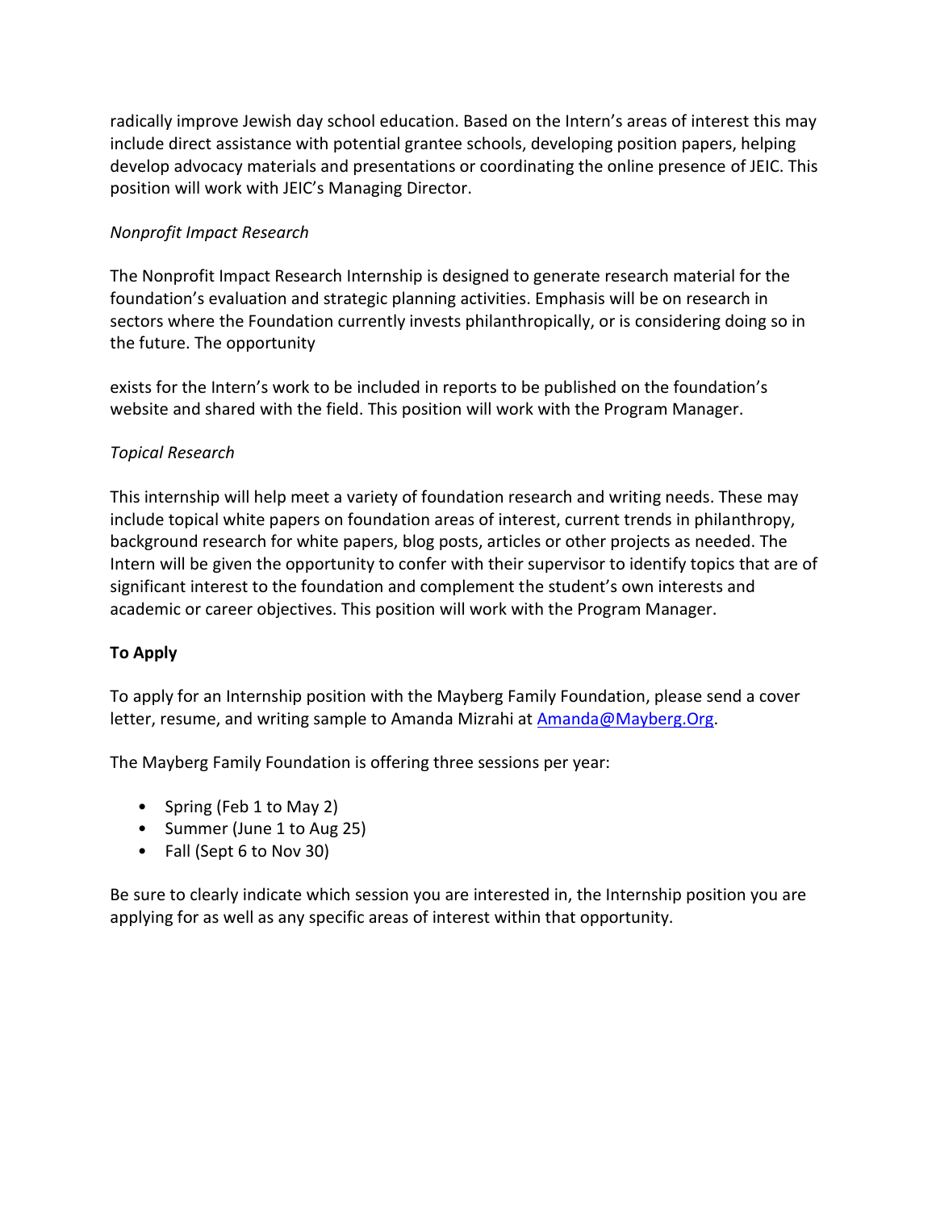radically improve Jewish day school education. Based on the Intern's areas of interest this may include direct assistance with potential grantee schools, developing position papers, helping develop advocacy materials and presentations or coordinating the online presence of JEIC. This position will work with JEIC's Managing Director.

*Nonprofit Impact Research*

The Nonprofit Impact Research Internship is designed to generate research material for the foundation's evaluation and strategic planning activities. Emphasis will be on research in sectors where the Foundation currently invests philanthropically, or is considering doing so in the future. The opportunity

exists for the Intern's work to be included in reports to be published on the foundation's website and shared with the field. This position will work with the Program Manager.

*Topical Research*

This internship will help meet a variety of foundation research and writing needs. These may include topical white papers on foundation areas of interest, current trends in philanthropy, background research for white papers, blog posts, articles or other projects as needed. The Intern will be given the opportunity to confer with their supervisor to identify topics that are of significant interest to the foundation and complement the student's own interests and academic or career objectives. This position will work with the Program Manager.

**To Apply**

To apply for an Internship position with the Mayberg Family Foundation, please send a cover letter, resume, and writing sample to Amanda Mizrahi at Amanda@Mayberg.Org.

The Mayberg Family Foundation is offering three sessions per year:

- Spring (Feb 1 to May 2)
- Summer (June 1 to Aug 25)
- Fall (Sept 6 to Nov 30)

Be sure to clearly indicate which session you are interested in, the Internship position you are applying for as well as any specific areas of interest within that opportunity.